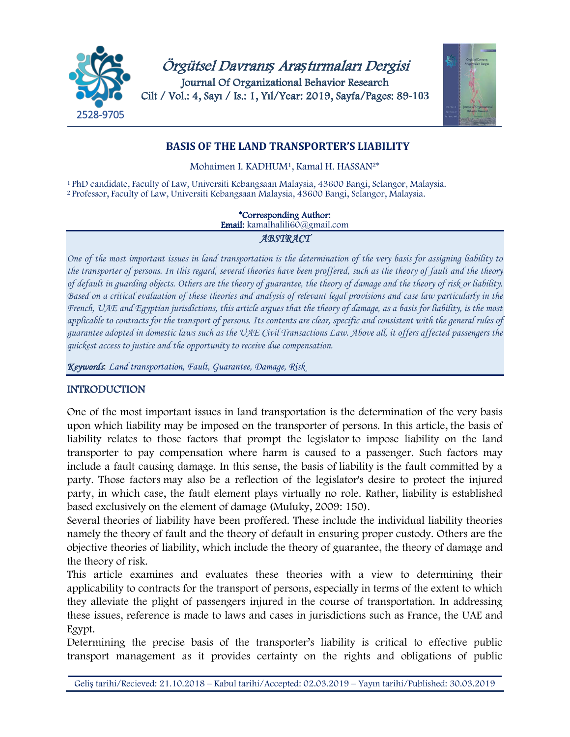# BASIS OF THE LAND TRANSPORTER'S LIABILITY

Mohaimen I. KADHUM[1], Kamal H. HASSAN[2*]

[1] PhD candidate, Faculty of Law, Universiti Kebangsaan Malaysia, 43600 Bangi, Selangor, Malaysia.
[2] Professor, Faculty of Law, Universiti Kebangsaan Malaysia, 43600 Bangi, Selangor, Malaysia.

**\*Corresponding Author:**
**Email:** kamalhalili60@gmail.com

## *ABSTRACT*

*One of the most important issues in land transportation is the determination of the very basis for assigning liability to the transporter of persons. In this regard, several theories have been proffered, such as the theory of fault and the theory of default in guarding objects. Others are the theory of guarantee, the theory of damage and the theory of risk or liability. Based on a critical evaluation of these theories and analysis of relevant legal provisions and case law particularly in the French, UAE and Egyptian jurisdictions, this article argues that the theory of damage, as a basis for liability, is the most applicable to contracts for the transport of persons. Its contents are clear, specific and consistent with the general rules of guarantee adopted in domestic laws such as the UAE Civil Transactions Law. Above all, it offers affected passengers the quickest access to justice and the opportunity to receive due compensation.*

***Keywords:*** *Land transportation, Fault, Guarantee, Damage, Risk*

## INTRODUCTION

One of the most important issues in land transportation is the determination of the very basis upon which liability may be imposed on the transporter of persons. In this article, the basis of liability relates to those factors that prompt the legislator to impose liability on the land transporter to pay compensation where harm is caused to a passenger. Such factors may include a fault causing damage. In this sense, the basis of liability is the fault committed by a party. Those factors may also be a reflection of the legislator's desire to protect the injured party, in which case, the fault element plays virtually no role. Rather, liability is established based exclusively on the element of damage (Muluky, 2009: 150).

Several theories of liability have been proffered. These include the individual liability theories namely the theory of fault and the theory of default in ensuring proper custody. Others are the objective theories of liability, which include the theory of guarantee, the theory of damage and the theory of risk.

This article examines and evaluates these theories with a view to determining their applicability to contracts for the transport of persons, especially in terms of the extent to which they alleviate the plight of passengers injured in the course of transportation. In addressing these issues, reference is made to laws and cases in jurisdictions such as France, the UAE and Egypt.

Determining the precise basis of the transporter's liability is critical to effective public transport management as it provides certainty on the rights and obligations of public

Geliş tarihi/Recieved: 21.10.2018 – Kabul tarihi/Accepted: 02.03.2019 – Yayın tarihi/Published: 30.03.2019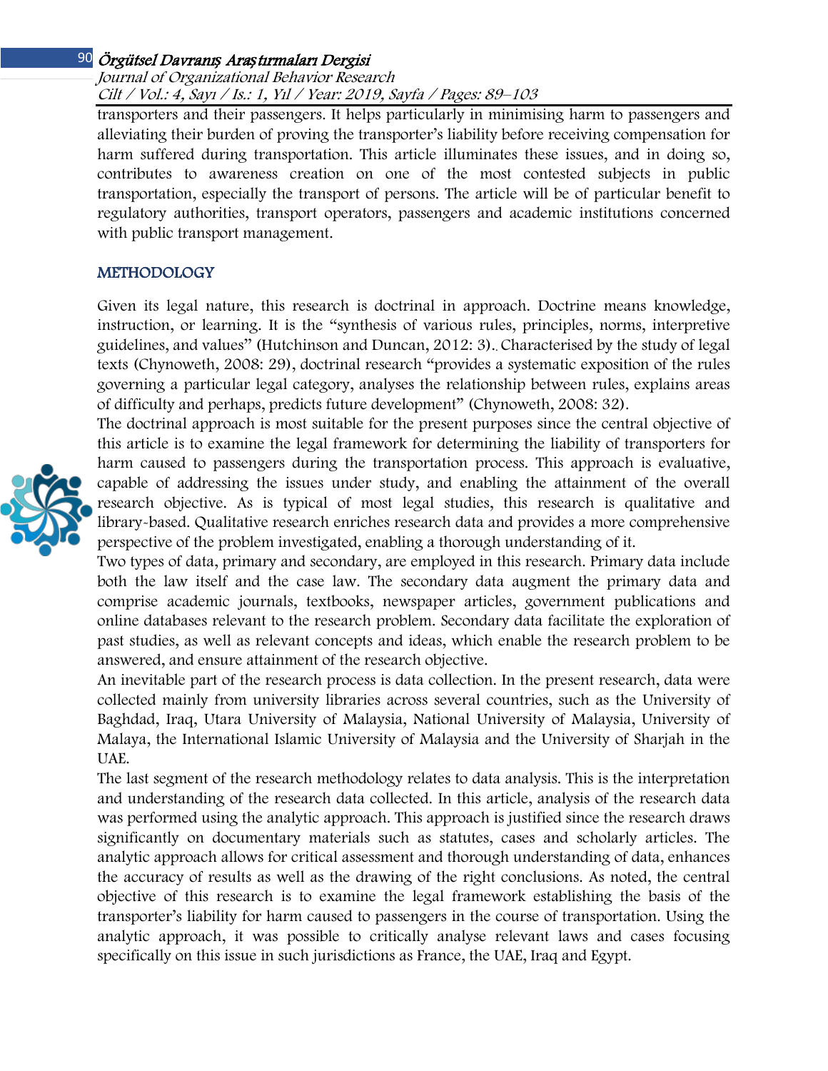transporters and their passengers. It helps particularly in minimising harm to passengers and alleviating their burden of proving the transporter's liability before receiving compensation for harm suffered during transportation. This article illuminates these issues, and in doing so, contributes to awareness creation on one of the most contested subjects in public transportation, especially the transport of persons. The article will be of particular benefit to regulatory authorities, transport operators, passengers and academic institutions concerned with public transport management.

## METHODOLOGY

Given its legal nature, this research is doctrinal in approach. Doctrine means knowledge, instruction, or learning. It is the "synthesis of various rules, principles, norms, interpretive guidelines, and values" (Hutchinson and Duncan, 2012: 3).. Characterised by the study of legal texts (Chynoweth, 2008: 29), doctrinal research "provides a systematic exposition of the rules governing a particular legal category, analyses the relationship between rules, explains areas of difficulty and perhaps, predicts future development" (Chynoweth, 2008: 32).

The doctrinal approach is most suitable for the present purposes since the central objective of this article is to examine the legal framework for determining the liability of transporters for harm caused to passengers during the transportation process. This approach is evaluative, capable of addressing the issues under study, and enabling the attainment of the overall research objective. As is typical of most legal studies, this research is qualitative and library-based. Qualitative research enriches research data and provides a more comprehensive perspective of the problem investigated, enabling a thorough understanding of it.

Two types of data, primary and secondary, are employed in this research. Primary data include both the law itself and the case law. The secondary data augment the primary data and comprise academic journals, textbooks, newspaper articles, government publications and online databases relevant to the research problem. Secondary data facilitate the exploration of past studies, as well as relevant concepts and ideas, which enable the research problem to be answered, and ensure attainment of the research objective.

An inevitable part of the research process is data collection. In the present research, data were collected mainly from university libraries across several countries, such as the University of Baghdad, Iraq, Utara University of Malaysia, National University of Malaysia, University of Malaya, the International Islamic University of Malaysia and the University of Sharjah in the UAE.

The last segment of the research methodology relates to data analysis. This is the interpretation and understanding of the research data collected. In this article, analysis of the research data was performed using the analytic approach. This approach is justified since the research draws significantly on documentary materials such as statutes, cases and scholarly articles. The analytic approach allows for critical assessment and thorough understanding of data, enhances the accuracy of results as well as the drawing of the right conclusions. As noted, the central objective of this research is to examine the legal framework establishing the basis of the transporter's liability for harm caused to passengers in the course of transportation. Using the analytic approach, it was possible to critically analyse relevant laws and cases focusing specifically on this issue in such jurisdictions as France, the UAE, Iraq and Egypt.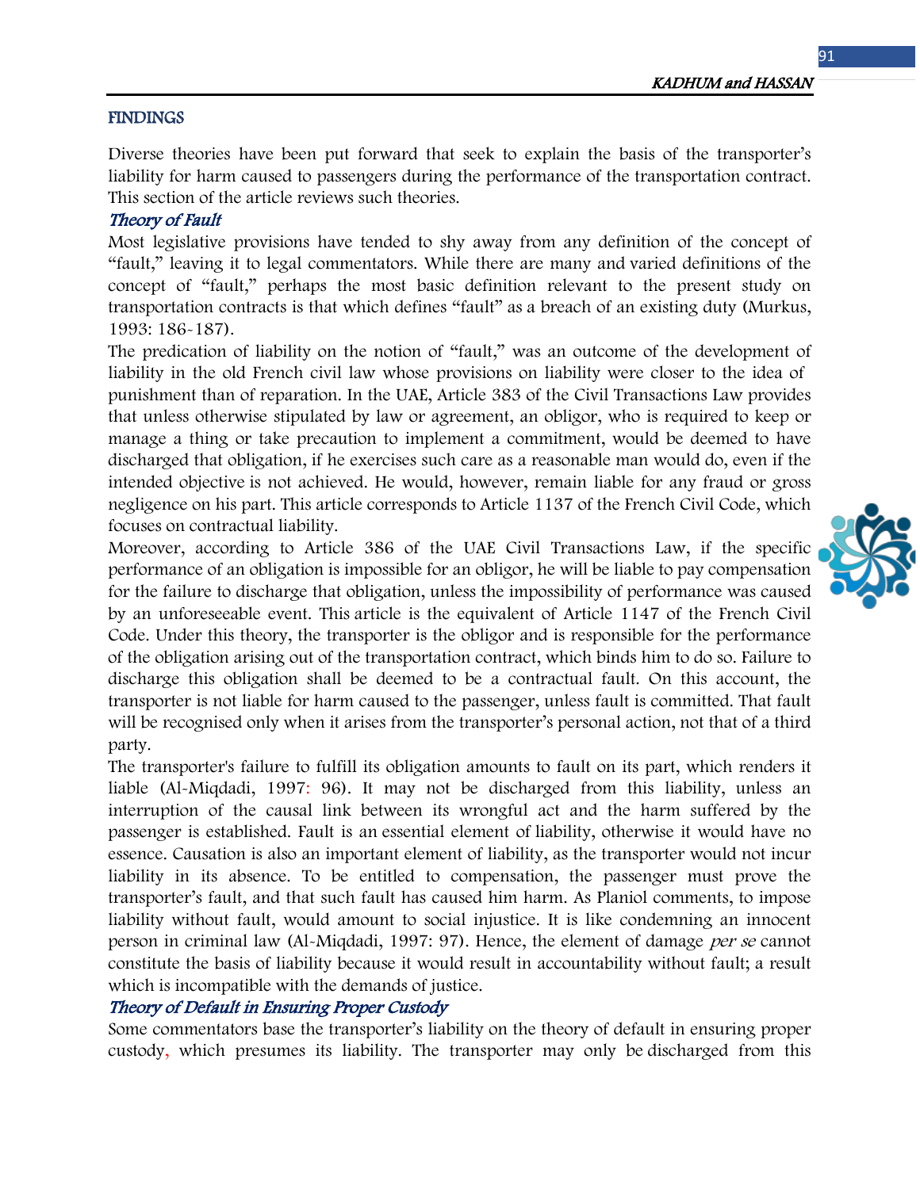## FINDINGS

Diverse theories have been put forward that seek to explain the basis of the transporter's liability for harm caused to passengers during the performance of the transportation contract. This section of the article reviews such theories.

### *Theory of Fault*

Most legislative provisions have tended to shy away from any definition of the concept of "fault," leaving it to legal commentators. While there are many and varied definitions of the concept of "fault," perhaps the most basic definition relevant to the present study on transportation contracts is that which defines "fault" as a breach of an existing duty (Murkus, 1993: 186-187).

The predication of liability on the notion of "fault," was an outcome of the development of liability in the old French civil law whose provisions on liability were closer to the idea of punishment than of reparation. In the UAE, Article 383 of the Civil Transactions Law provides that unless otherwise stipulated by law or agreement, an obligor, who is required to keep or manage a thing or take precaution to implement a commitment, would be deemed to have discharged that obligation, if he exercises such care as a reasonable man would do, even if the intended objective is not achieved. He would, however, remain liable for any fraud or gross negligence on his part. This article corresponds to Article 1137 of the French Civil Code, which focuses on contractual liability.

Moreover, according to Article 386 of the UAE Civil Transactions Law, if the specific performance of an obligation is impossible for an obligor, he will be liable to pay compensation for the failure to discharge that obligation, unless the impossibility of performance was caused by an unforeseeable event. This article is the equivalent of Article 1147 of the French Civil Code. Under this theory, the transporter is the obligor and is responsible for the performance of the obligation arising out of the transportation contract, which binds him to do so. Failure to discharge this obligation shall be deemed to be a contractual fault. On this account, the transporter is not liable for harm caused to the passenger, unless fault is committed. That fault will be recognised only when it arises from the transporter's personal action, not that of a third party.

The transporter's failure to fulfill its obligation amounts to fault on its part, which renders it liable (Al-Miqdadi, 1997: 96). It may not be discharged from this liability, unless an interruption of the causal link between its wrongful act and the harm suffered by the passenger is established. Fault is an essential element of liability, otherwise it would have no essence. Causation is also an important element of liability, as the transporter would not incur liability in its absence. To be entitled to compensation, the passenger must prove the transporter's fault, and that such fault has caused him harm. As Planiol comments, to impose liability without fault, would amount to social injustice. It is like condemning an innocent person in criminal law (Al-Miqdadi, 1997: 97). Hence, the element of damage *per se* cannot constitute the basis of liability because it would result in accountability without fault; a result which is incompatible with the demands of justice.

### *Theory of Default in Ensuring Proper Custody*

Some commentators base the transporter's liability on the theory of default in ensuring proper custody, which presumes its liability. The transporter may only be discharged from this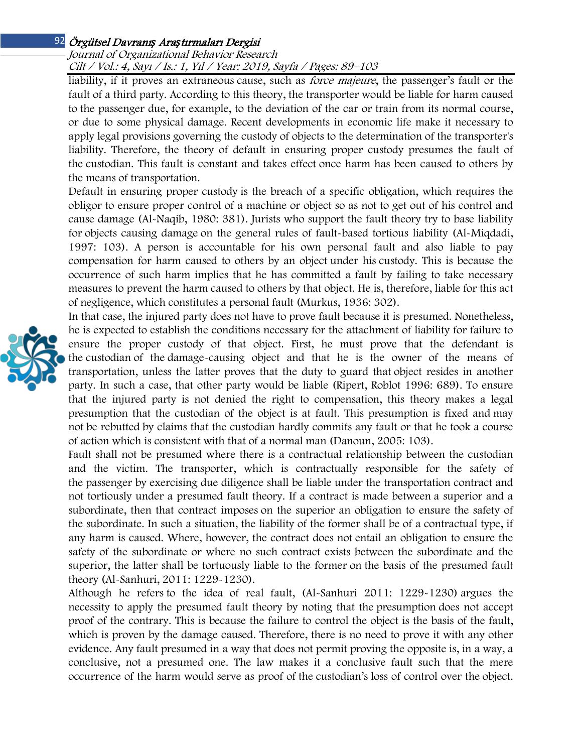liability, if it proves an extraneous cause, such as *force majeure*, the passenger's fault or the fault of a third party. According to this theory, the transporter would be liable for harm caused to the passenger due, for example, to the deviation of the car or train from its normal course, or due to some physical damage. Recent developments in economic life make it necessary to apply legal provisions governing the custody of objects to the determination of the transporter's liability. Therefore, the theory of default in ensuring proper custody presumes the fault of the custodian. This fault is constant and takes effect once harm has been caused to others by the means of transportation.

Default in ensuring proper custody is the breach of a specific obligation, which requires the obligor to ensure proper control of a machine or object so as not to get out of his control and cause damage (Al-Naqib, 1980: 381). Jurists who support the fault theory try to base liability for objects causing damage on the general rules of fault-based tortious liability (Al-Miqdadi, 1997: 103). A person is accountable for his own personal fault and also liable to pay compensation for harm caused to others by an object under his custody. This is because the occurrence of such harm implies that he has committed a fault by failing to take necessary measures to prevent the harm caused to others by that object. He is, therefore, liable for this act of negligence, which constitutes a personal fault (Murkus, 1936: 302).

In that case, the injured party does not have to prove fault because it is presumed. Nonetheless, he is expected to establish the conditions necessary for the attachment of liability for failure to ensure the proper custody of that object. First, he must prove that the defendant is the custodian of the damage-causing object and that he is the owner of the means of transportation, unless the latter proves that the duty to guard that object resides in another party. In such a case, that other party would be liable (Ripert, Roblot 1996: 689). To ensure that the injured party is not denied the right to compensation, this theory makes a legal presumption that the custodian of the object is at fault. This presumption is fixed and may not be rebutted by claims that the custodian hardly commits any fault or that he took a course of action which is consistent with that of a normal man (Danoun, 2005: 103).

Fault shall not be presumed where there is a contractual relationship between the custodian and the victim. The transporter, which is contractually responsible for the safety of the passenger by exercising due diligence shall be liable under the transportation contract and not tortiously under a presumed fault theory. If a contract is made between a superior and a subordinate, then that contract imposes on the superior an obligation to ensure the safety of the subordinate. In such a situation, the liability of the former shall be of a contractual type, if any harm is caused. Where, however, the contract does not entail an obligation to ensure the safety of the subordinate or where no such contract exists between the subordinate and the superior, the latter shall be tortiously liable to the former on the basis of the presumed fault theory (Al-Sanhuri, 2011: 1229-1230).

Although he refers to the idea of real fault, (Al-Sanhuri 2011: 1229-1230) argues the necessity to apply the presumed fault theory by noting that the presumption does not accept proof of the contrary. This is because the failure to control the object is the basis of the fault, which is proven by the damage caused. Therefore, there is no need to prove it with any other evidence. Any fault presumed in a way that does not permit proving the opposite is, in a way, a conclusive, not a presumed one. The law makes it a conclusive fault such that the mere occurrence of the harm would serve as proof of the custodian's loss of control over the object.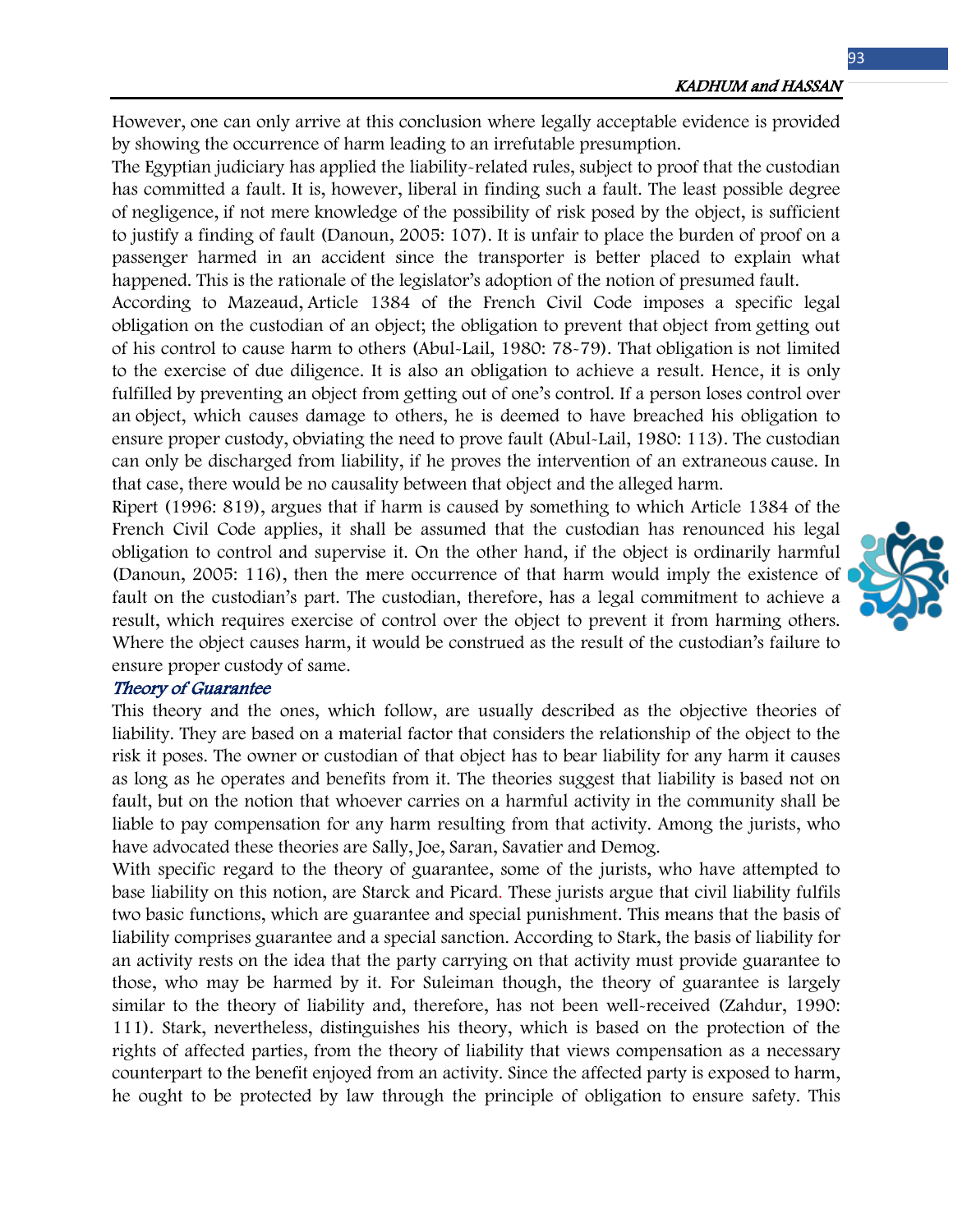However, one can only arrive at this conclusion where legally acceptable evidence is provided by showing the occurrence of harm leading to an irrefutable presumption.

The Egyptian judiciary has applied the liability-related rules, subject to proof that the custodian has committed a fault. It is, however, liberal in finding such a fault. The least possible degree of negligence, if not mere knowledge of the possibility of risk posed by the object, is sufficient to justify a finding of fault (Danoun, 2005: 107). It is unfair to place the burden of proof on a passenger harmed in an accident since the transporter is better placed to explain what happened. This is the rationale of the legislator's adoption of the notion of presumed fault.

According to Mazeaud, Article 1384 of the French Civil Code imposes a specific legal obligation on the custodian of an object; the obligation to prevent that object from getting out of his control to cause harm to others (Abul-Lail, 1980: 78-79). That obligation is not limited to the exercise of due diligence. It is also an obligation to achieve a result. Hence, it is only fulfilled by preventing an object from getting out of one's control. If a person loses control over an object, which causes damage to others, he is deemed to have breached his obligation to ensure proper custody, obviating the need to prove fault (Abul-Lail, 1980: 113). The custodian can only be discharged from liability, if he proves the intervention of an extraneous cause. In that case, there would be no causality between that object and the alleged harm.

Ripert (1996: 819), argues that if harm is caused by something to which Article 1384 of the French Civil Code applies, it shall be assumed that the custodian has renounced his legal obligation to control and supervise it. On the other hand, if the object is ordinarily harmful (Danoun, 2005: 116), then the mere occurrence of that harm would imply the existence of fault on the custodian's part. The custodian, therefore, has a legal commitment to achieve a result, which requires exercise of control over the object to prevent it from harming others. Where the object causes harm, it would be construed as the result of the custodian's failure to ensure proper custody of same.

### *Theory of Guarantee*

This theory and the ones, which follow, are usually described as the objective theories of liability. They are based on a material factor that considers the relationship of the object to the risk it poses. The owner or custodian of that object has to bear liability for any harm it causes as long as he operates and benefits from it. The theories suggest that liability is based not on fault, but on the notion that whoever carries on a harmful activity in the community shall be liable to pay compensation for any harm resulting from that activity. Among the jurists, who have advocated these theories are Sally, Joe, Saran, Savatier and Demog.

With specific regard to the theory of guarantee, some of the jurists, who have attempted to base liability on this notion, are Starck and Picard. These jurists argue that civil liability fulfils two basic functions, which are guarantee and special punishment. This means that the basis of liability comprises guarantee and a special sanction. According to Stark, the basis of liability for an activity rests on the idea that the party carrying on that activity must provide guarantee to those, who may be harmed by it. For Suleiman though, the theory of guarantee is largely similar to the theory of liability and, therefore, has not been well-received (Zahdur, 1990: 111). Stark, nevertheless, distinguishes his theory, which is based on the protection of the rights of affected parties, from the theory of liability that views compensation as a necessary counterpart to the benefit enjoyed from an activity. Since the affected party is exposed to harm, he ought to be protected by law through the principle of obligation to ensure safety. This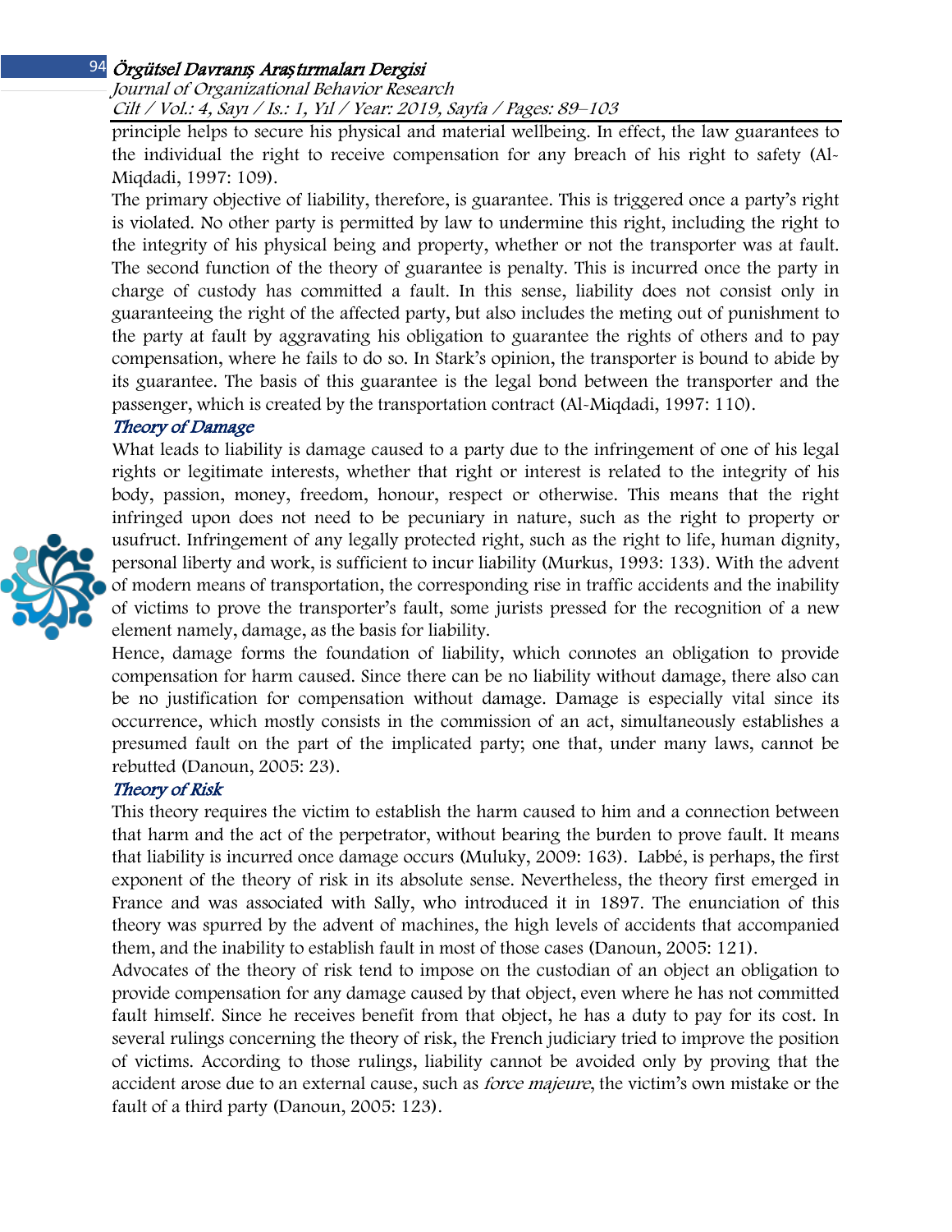principle helps to secure his physical and material wellbeing. In effect, the law guarantees to the individual the right to receive compensation for any breach of his right to safety (Al-Miqdadi, 1997: 109).

The primary objective of liability, therefore, is guarantee. This is triggered once a party's right is violated. No other party is permitted by law to undermine this right, including the right to the integrity of his physical being and property, whether or not the transporter was at fault. The second function of the theory of guarantee is penalty. This is incurred once the party in charge of custody has committed a fault. In this sense, liability does not consist only in guaranteeing the right of the affected party, but also includes the meting out of punishment to the party at fault by aggravating his obligation to guarantee the rights of others and to pay compensation, where he fails to do so. In Stark's opinion, the transporter is bound to abide by its guarantee. The basis of this guarantee is the legal bond between the transporter and the passenger, which is created by the transportation contract (Al-Miqdadi, 1997: 110).

### *Theory of Damage*

What leads to liability is damage caused to a party due to the infringement of one of his legal rights or legitimate interests, whether that right or interest is related to the integrity of his body, passion, money, freedom, honour, respect or otherwise. This means that the right infringed upon does not need to be pecuniary in nature, such as the right to property or usufruct. Infringement of any legally protected right, such as the right to life, human dignity, personal liberty and work, is sufficient to incur liability (Murkus, 1993: 133). With the advent of modern means of transportation, the corresponding rise in traffic accidents and the inability of victims to prove the transporter's fault, some jurists pressed for the recognition of a new element namely, damage, as the basis for liability.

Hence, damage forms the foundation of liability, which connotes an obligation to provide compensation for harm caused. Since there can be no liability without damage, there also can be no justification for compensation without damage. Damage is especially vital since its occurrence, which mostly consists in the commission of an act, simultaneously establishes a presumed fault on the part of the implicated party; one that, under many laws, cannot be rebutted (Danoun, 2005: 23).

### *Theory of Risk*

This theory requires the victim to establish the harm caused to him and a connection between that harm and the act of the perpetrator, without bearing the burden to prove fault. It means that liability is incurred once damage occurs (Muluky, 2009: 163). Labbé, is perhaps, the first exponent of the theory of risk in its absolute sense. Nevertheless, the theory first emerged in France and was associated with Sally, who introduced it in 1897. The enunciation of this theory was spurred by the advent of machines, the high levels of accidents that accompanied them, and the inability to establish fault in most of those cases (Danoun, 2005: 121).

Advocates of the theory of risk tend to impose on the custodian of an object an obligation to provide compensation for any damage caused by that object, even where he has not committed fault himself. Since he receives benefit from that object, he has a duty to pay for its cost. In several rulings concerning the theory of risk, the French judiciary tried to improve the position of victims. According to those rulings, liability cannot be avoided only by proving that the accident arose due to an external cause, such as *force majeure*, the victim's own mistake or the fault of a third party (Danoun, 2005: 123).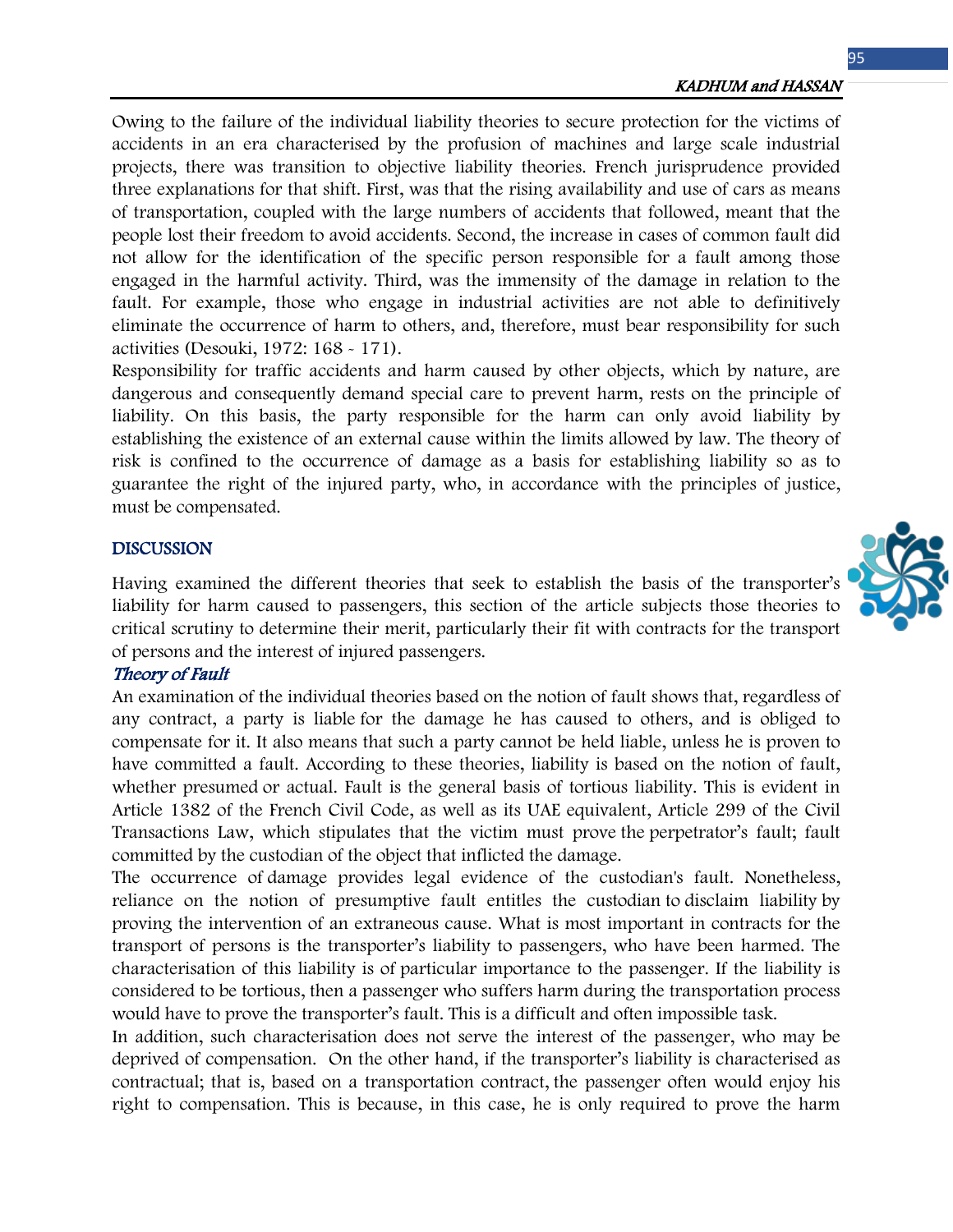Owing to the failure of the individual liability theories to secure protection for the victims of accidents in an era characterised by the profusion of machines and large scale industrial projects, there was transition to objective liability theories. French jurisprudence provided three explanations for that shift. First, was that the rising availability and use of cars as means of transportation, coupled with the large numbers of accidents that followed, meant that the people lost their freedom to avoid accidents. Second, the increase in cases of common fault did not allow for the identification of the specific person responsible for a fault among those engaged in the harmful activity. Third, was the immensity of the damage in relation to the fault. For example, those who engage in industrial activities are not able to definitively eliminate the occurrence of harm to others, and, therefore, must bear responsibility for such activities (Desouki, 1972: 168 - 171).

Responsibility for traffic accidents and harm caused by other objects, which by nature, are dangerous and consequently demand special care to prevent harm, rests on the principle of liability. On this basis, the party responsible for the harm can only avoid liability by establishing the existence of an external cause within the limits allowed by law. The theory of risk is confined to the occurrence of damage as a basis for establishing liability so as to guarantee the right of the injured party, who, in accordance with the principles of justice, must be compensated.

## DISCUSSION

Having examined the different theories that seek to establish the basis of the transporter's liability for harm caused to passengers, this section of the article subjects those theories to critical scrutiny to determine their merit, particularly their fit with contracts for the transport of persons and the interest of injured passengers.

### *Theory of Fault*

An examination of the individual theories based on the notion of fault shows that, regardless of any contract, a party is liable for the damage he has caused to others, and is obliged to compensate for it. It also means that such a party cannot be held liable, unless he is proven to have committed a fault. According to these theories, liability is based on the notion of fault, whether presumed or actual. Fault is the general basis of tortious liability. This is evident in Article 1382 of the French Civil Code, as well as its UAE equivalent, Article 299 of the Civil Transactions Law, which stipulates that the victim must prove the perpetrator's fault; fault committed by the custodian of the object that inflicted the damage.

The occurrence of damage provides legal evidence of the custodian's fault. Nonetheless, reliance on the notion of presumptive fault entitles the custodian to disclaim liability by proving the intervention of an extraneous cause. What is most important in contracts for the transport of persons is the transporter's liability to passengers, who have been harmed. The characterisation of this liability is of particular importance to the passenger. If the liability is considered to be tortious, then a passenger who suffers harm during the transportation process would have to prove the transporter's fault. This is a difficult and often impossible task.

In addition, such characterisation does not serve the interest of the passenger, who may be deprived of compensation. On the other hand, if the transporter's liability is characterised as contractual; that is, based on a transportation contract, the passenger often would enjoy his right to compensation. This is because, in this case, he is only required to prove the harm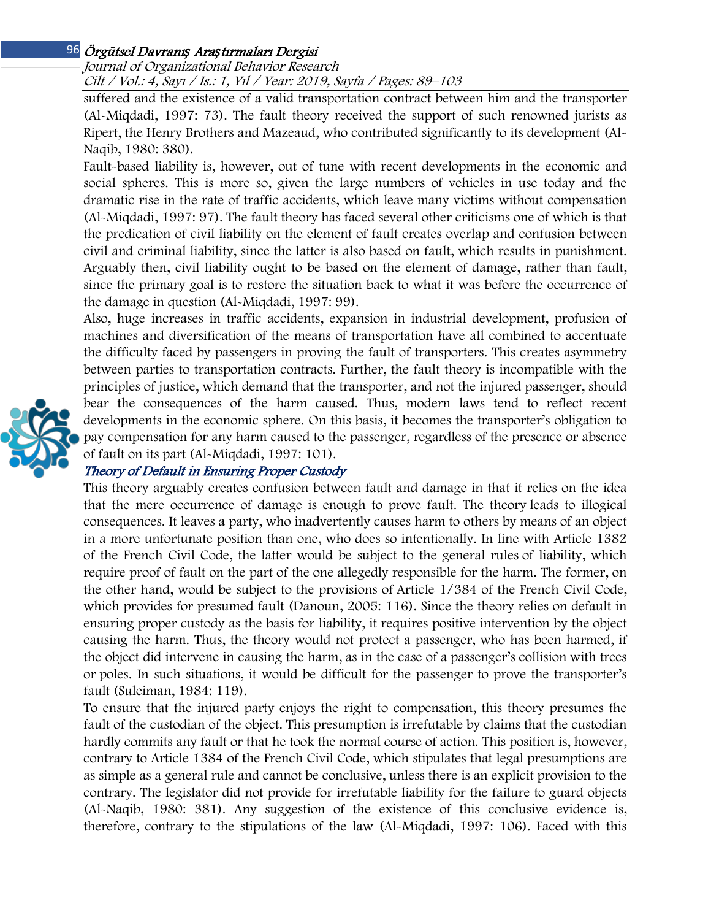suffered and the existence of a valid transportation contract between him and the transporter (Al-Miqdadi, 1997: 73). The fault theory received the support of such renowned jurists as Ripert, the Henry Brothers and Mazeaud, who contributed significantly to its development (Al-Naqib, 1980: 380).

Fault-based liability is, however, out of tune with recent developments in the economic and social spheres. This is more so, given the large numbers of vehicles in use today and the dramatic rise in the rate of traffic accidents, which leave many victims without compensation (Al-Miqdadi, 1997: 97). The fault theory has faced several other criticisms one of which is that the predication of civil liability on the element of fault creates overlap and confusion between civil and criminal liability, since the latter is also based on fault, which results in punishment. Arguably then, civil liability ought to be based on the element of damage, rather than fault, since the primary goal is to restore the situation back to what it was before the occurrence of the damage in question (Al-Miqdadi, 1997: 99).

Also, huge increases in traffic accidents, expansion in industrial development, profusion of machines and diversification of the means of transportation have all combined to accentuate the difficulty faced by passengers in proving the fault of transporters. This creates asymmetry between parties to transportation contracts. Further, the fault theory is incompatible with the principles of justice, which demand that the transporter, and not the injured passenger, should bear the consequences of the harm caused. Thus, modern laws tend to reflect recent developments in the economic sphere. On this basis, it becomes the transporter's obligation to pay compensation for any harm caused to the passenger, regardless of the presence or absence of fault on its part (Al-Miqdadi, 1997: 101).

### *Theory of Default in Ensuring Proper Custody*

This theory arguably creates confusion between fault and damage in that it relies on the idea that the mere occurrence of damage is enough to prove fault. The theory leads to illogical consequences. It leaves a party, who inadvertently causes harm to others by means of an object in a more unfortunate position than one, who does so intentionally. In line with Article 1382 of the French Civil Code, the latter would be subject to the general rules of liability, which require proof of fault on the part of the one allegedly responsible for the harm. The former, on the other hand, would be subject to the provisions of Article 1/384 of the French Civil Code, which provides for presumed fault (Danoun, 2005: 116). Since the theory relies on default in ensuring proper custody as the basis for liability, it requires positive intervention by the object causing the harm. Thus, the theory would not protect a passenger, who has been harmed, if the object did intervene in causing the harm, as in the case of a passenger's collision with trees or poles. In such situations, it would be difficult for the passenger to prove the transporter's fault (Suleiman, 1984: 119).

To ensure that the injured party enjoys the right to compensation, this theory presumes the fault of the custodian of the object. This presumption is irrefutable by claims that the custodian hardly commits any fault or that he took the normal course of action. This position is, however, contrary to Article 1384 of the French Civil Code, which stipulates that legal presumptions are as simple as a general rule and cannot be conclusive, unless there is an explicit provision to the contrary. The legislator did not provide for irrefutable liability for the failure to guard objects (Al-Naqib, 1980: 381). Any suggestion of the existence of this conclusive evidence is, therefore, contrary to the stipulations of the law (Al-Miqdadi, 1997: 106). Faced with this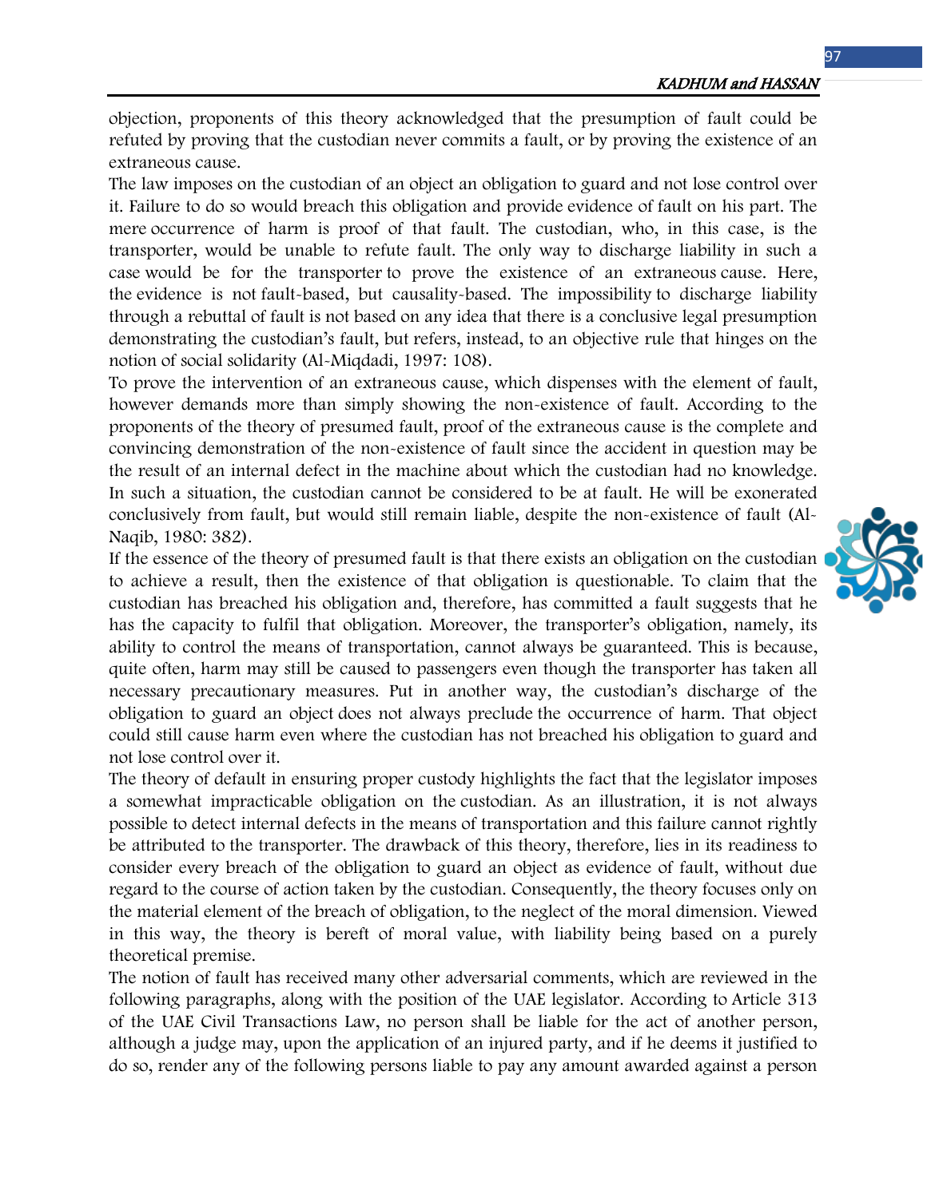objection, proponents of this theory acknowledged that the presumption of fault could be refuted by proving that the custodian never commits a fault, or by proving the existence of an extraneous cause.

The law imposes on the custodian of an object an obligation to guard and not lose control over it. Failure to do so would breach this obligation and provide evidence of fault on his part. The mere occurrence of harm is proof of that fault. The custodian, who, in this case, is the transporter, would be unable to refute fault. The only way to discharge liability in such a case would be for the transporter to prove the existence of an extraneous cause. Here, the evidence is not fault-based, but causality-based. The impossibility to discharge liability through a rebuttal of fault is not based on any idea that there is a conclusive legal presumption demonstrating the custodian's fault, but refers, instead, to an objective rule that hinges on the notion of social solidarity (Al-Miqdadi, 1997: 108).

To prove the intervention of an extraneous cause, which dispenses with the element of fault, however demands more than simply showing the non-existence of fault. According to the proponents of the theory of presumed fault, proof of the extraneous cause is the complete and convincing demonstration of the non-existence of fault since the accident in question may be the result of an internal defect in the machine about which the custodian had no knowledge. In such a situation, the custodian cannot be considered to be at fault. He will be exonerated conclusively from fault, but would still remain liable, despite the non-existence of fault (Al-Naqib, 1980: 382).

If the essence of the theory of presumed fault is that there exists an obligation on the custodian to achieve a result, then the existence of that obligation is questionable. To claim that the custodian has breached his obligation and, therefore, has committed a fault suggests that he has the capacity to fulfil that obligation. Moreover, the transporter's obligation, namely, its ability to control the means of transportation, cannot always be guaranteed. This is because, quite often, harm may still be caused to passengers even though the transporter has taken all necessary precautionary measures. Put in another way, the custodian's discharge of the obligation to guard an object does not always preclude the occurrence of harm. That object could still cause harm even where the custodian has not breached his obligation to guard and not lose control over it.

The theory of default in ensuring proper custody highlights the fact that the legislator imposes a somewhat impracticable obligation on the custodian. As an illustration, it is not always possible to detect internal defects in the means of transportation and this failure cannot rightly be attributed to the transporter. The drawback of this theory, therefore, lies in its readiness to consider every breach of the obligation to guard an object as evidence of fault, without due regard to the course of action taken by the custodian. Consequently, the theory focuses only on the material element of the breach of obligation, to the neglect of the moral dimension. Viewed in this way, the theory is bereft of moral value, with liability being based on a purely theoretical premise.

The notion of fault has received many other adversarial comments, which are reviewed in the following paragraphs, along with the position of the UAE legislator. According to Article 313 of the UAE Civil Transactions Law, no person shall be liable for the act of another person, although a judge may, upon the application of an injured party, and if he deems it justified to do so, render any of the following persons liable to pay any amount awarded against a person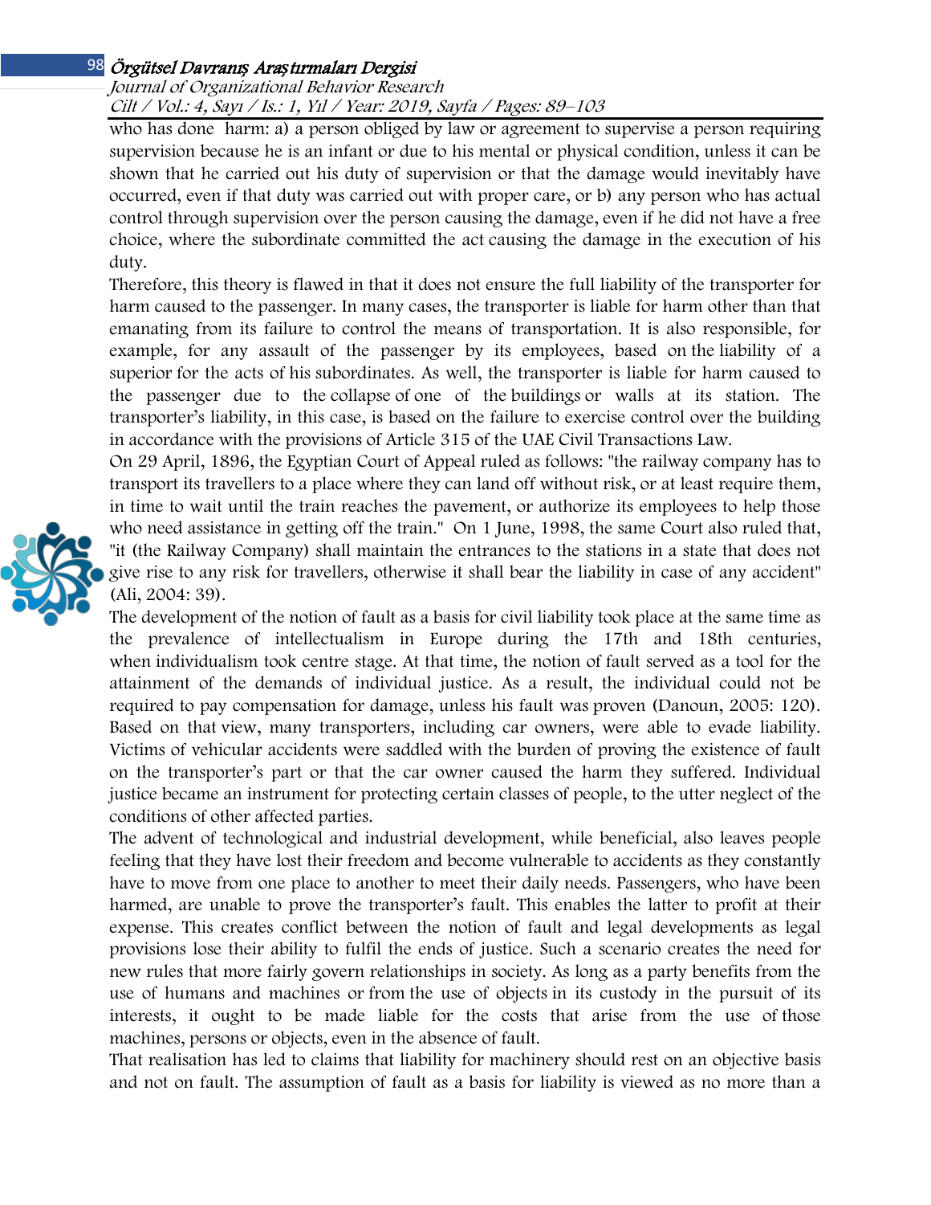who has done harm: a) a person obliged by law or agreement to supervise a person requiring supervision because he is an infant or due to his mental or physical condition, unless it can be shown that he carried out his duty of supervision or that the damage would inevitably have occurred, even if that duty was carried out with proper care, or b) any person who has actual control through supervision over the person causing the damage, even if he did not have a free choice, where the subordinate committed the act causing the damage in the execution of his duty.

Therefore, this theory is flawed in that it does not ensure the full liability of the transporter for harm caused to the passenger. In many cases, the transporter is liable for harm other than that emanating from its failure to control the means of transportation. It is also responsible, for example, for any assault of the passenger by its employees, based on the liability of a superior for the acts of his subordinates. As well, the transporter is liable for harm caused to the passenger due to the collapse of one of the buildings or walls at its station. The transporter's liability, in this case, is based on the failure to exercise control over the building in accordance with the provisions of Article 315 of the UAE Civil Transactions Law.

On 29 April, 1896, the Egyptian Court of Appeal ruled as follows: "the railway company has to transport its travellers to a place where they can land off without risk, or at least require them, in time to wait until the train reaches the pavement, or authorize its employees to help those who need assistance in getting off the train." On 1 June, 1998, the same Court also ruled that, "it (the Railway Company) shall maintain the entrances to the stations in a state that does not give rise to any risk for travellers, otherwise it shall bear the liability in case of any accident" (Ali, 2004: 39).

The development of the notion of fault as a basis for civil liability took place at the same time as the prevalence of intellectualism in Europe during the 17th and 18th centuries, when individualism took centre stage. At that time, the notion of fault served as a tool for the attainment of the demands of individual justice. As a result, the individual could not be required to pay compensation for damage, unless his fault was proven (Danoun, 2005: 120). Based on that view, many transporters, including car owners, were able to evade liability. Victims of vehicular accidents were saddled with the burden of proving the existence of fault on the transporter's part or that the car owner caused the harm they suffered. Individual justice became an instrument for protecting certain classes of people, to the utter neglect of the conditions of other affected parties.

The advent of technological and industrial development, while beneficial, also leaves people feeling that they have lost their freedom and become vulnerable to accidents as they constantly have to move from one place to another to meet their daily needs. Passengers, who have been harmed, are unable to prove the transporter's fault. This enables the latter to profit at their expense. This creates conflict between the notion of fault and legal developments as legal provisions lose their ability to fulfil the ends of justice. Such a scenario creates the need for new rules that more fairly govern relationships in society. As long as a party benefits from the use of humans and machines or from the use of objects in its custody in the pursuit of its interests, it ought to be made liable for the costs that arise from the use of those machines, persons or objects, even in the absence of fault.

That realisation has led to claims that liability for machinery should rest on an objective basis and not on fault. The assumption of fault as a basis for liability is viewed as no more than a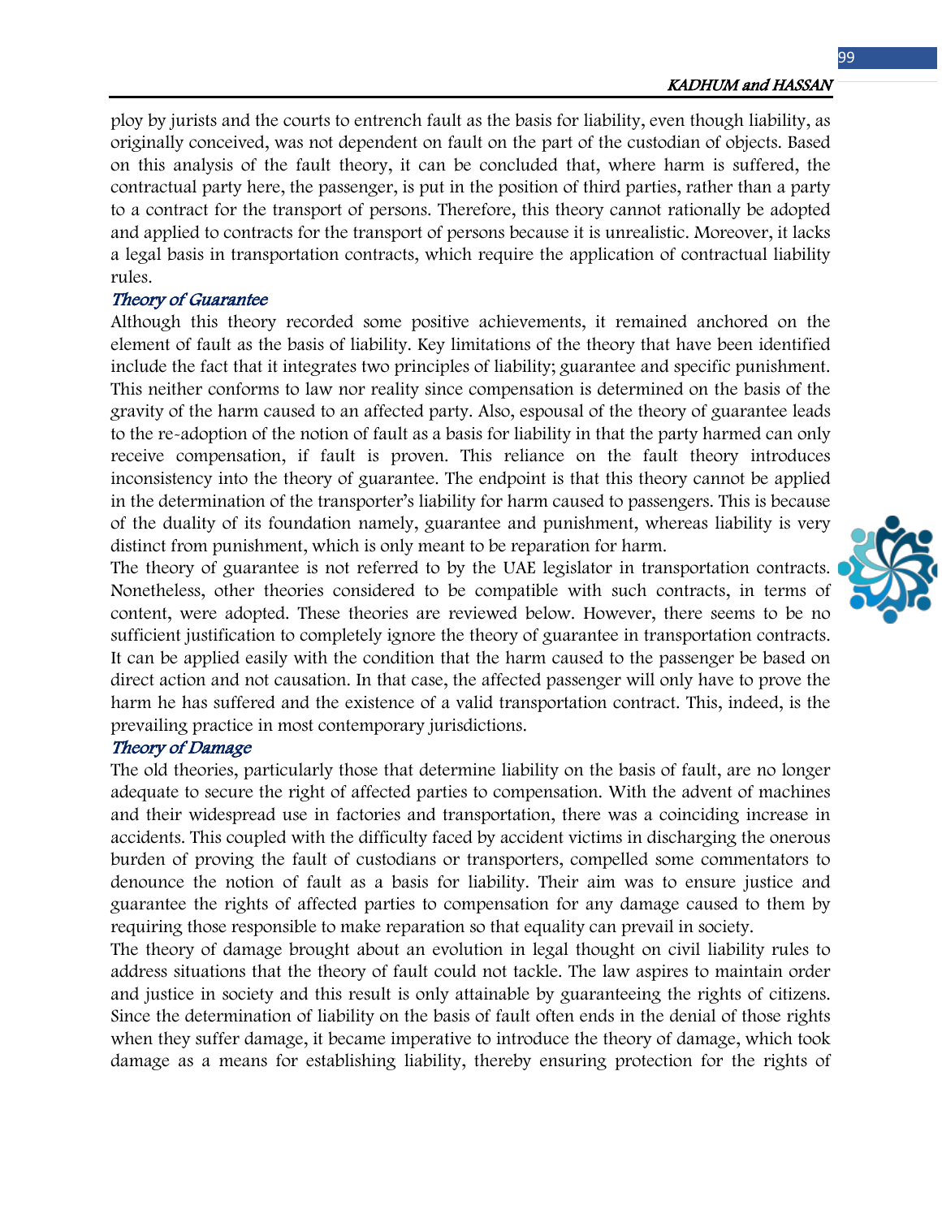ploy by jurists and the courts to entrench fault as the basis for liability, even though liability, as originally conceived, was not dependent on fault on the part of the custodian of objects. Based on this analysis of the fault theory, it can be concluded that, where harm is suffered, the contractual party here, the passenger, is put in the position of third parties, rather than a party to a contract for the transport of persons. Therefore, this theory cannot rationally be adopted and applied to contracts for the transport of persons because it is unrealistic. Moreover, it lacks a legal basis in transportation contracts, which require the application of contractual liability rules.

### *Theory of Guarantee*

Although this theory recorded some positive achievements, it remained anchored on the element of fault as the basis of liability. Key limitations of the theory that have been identified include the fact that it integrates two principles of liability; guarantee and specific punishment. This neither conforms to law nor reality since compensation is determined on the basis of the gravity of the harm caused to an affected party. Also, espousal of the theory of guarantee leads to the re-adoption of the notion of fault as a basis for liability in that the party harmed can only receive compensation, if fault is proven. This reliance on the fault theory introduces inconsistency into the theory of guarantee. The endpoint is that this theory cannot be applied in the determination of the transporter's liability for harm caused to passengers. This is because of the duality of its foundation namely, guarantee and punishment, whereas liability is very distinct from punishment, which is only meant to be reparation for harm.

The theory of guarantee is not referred to by the UAE legislator in transportation contracts. Nonetheless, other theories considered to be compatible with such contracts, in terms of content, were adopted. These theories are reviewed below. However, there seems to be no sufficient justification to completely ignore the theory of guarantee in transportation contracts. It can be applied easily with the condition that the harm caused to the passenger be based on direct action and not causation. In that case, the affected passenger will only have to prove the harm he has suffered and the existence of a valid transportation contract. This, indeed, is the prevailing practice in most contemporary jurisdictions.

### *Theory of Damage*

The old theories, particularly those that determine liability on the basis of fault, are no longer adequate to secure the right of affected parties to compensation. With the advent of machines and their widespread use in factories and transportation, there was a coinciding increase in accidents. This coupled with the difficulty faced by accident victims in discharging the onerous burden of proving the fault of custodians or transporters, compelled some commentators to denounce the notion of fault as a basis for liability. Their aim was to ensure justice and guarantee the rights of affected parties to compensation for any damage caused to them by requiring those responsible to make reparation so that equality can prevail in society.

The theory of damage brought about an evolution in legal thought on civil liability rules to address situations that the theory of fault could not tackle. The law aspires to maintain order and justice in society and this result is only attainable by guaranteeing the rights of citizens. Since the determination of liability on the basis of fault often ends in the denial of those rights when they suffer damage, it became imperative to introduce the theory of damage, which took damage as a means for establishing liability, thereby ensuring protection for the rights of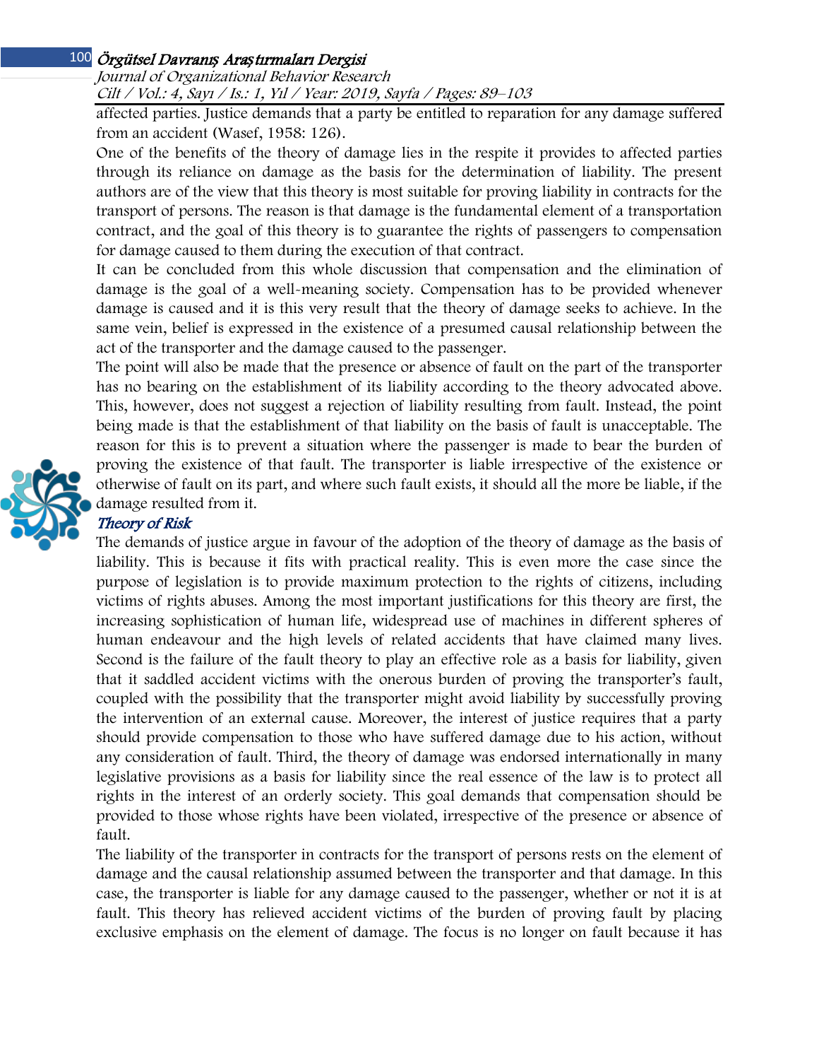affected parties. Justice demands that a party be entitled to reparation for any damage suffered from an accident (Wasef, 1958: 126).

One of the benefits of the theory of damage lies in the respite it provides to affected parties through its reliance on damage as the basis for the determination of liability. The present authors are of the view that this theory is most suitable for proving liability in contracts for the transport of persons. The reason is that damage is the fundamental element of a transportation contract, and the goal of this theory is to guarantee the rights of passengers to compensation for damage caused to them during the execution of that contract.

It can be concluded from this whole discussion that compensation and the elimination of damage is the goal of a well-meaning society. Compensation has to be provided whenever damage is caused and it is this very result that the theory of damage seeks to achieve. In the same vein, belief is expressed in the existence of a presumed causal relationship between the act of the transporter and the damage caused to the passenger.

The point will also be made that the presence or absence of fault on the part of the transporter has no bearing on the establishment of its liability according to the theory advocated above. This, however, does not suggest a rejection of liability resulting from fault. Instead, the point being made is that the establishment of that liability on the basis of fault is unacceptable. The reason for this is to prevent a situation where the passenger is made to bear the burden of proving the existence of that fault. The transporter is liable irrespective of the existence or otherwise of fault on its part, and where such fault exists, it should all the more be liable, if the damage resulted from it.

### *Theory of Risk*

The demands of justice argue in favour of the adoption of the theory of damage as the basis of liability. This is because it fits with practical reality. This is even more the case since the purpose of legislation is to provide maximum protection to the rights of citizens, including victims of rights abuses. Among the most important justifications for this theory are first, the increasing sophistication of human life, widespread use of machines in different spheres of human endeavour and the high levels of related accidents that have claimed many lives. Second is the failure of the fault theory to play an effective role as a basis for liability, given that it saddled accident victims with the onerous burden of proving the transporter's fault, coupled with the possibility that the transporter might avoid liability by successfully proving the intervention of an external cause. Moreover, the interest of justice requires that a party should provide compensation to those who have suffered damage due to his action, without any consideration of fault. Third, the theory of damage was endorsed internationally in many legislative provisions as a basis for liability since the real essence of the law is to protect all rights in the interest of an orderly society. This goal demands that compensation should be provided to those whose rights have been violated, irrespective of the presence or absence of fault.

The liability of the transporter in contracts for the transport of persons rests on the element of damage and the causal relationship assumed between the transporter and that damage. In this case, the transporter is liable for any damage caused to the passenger, whether or not it is at fault. This theory has relieved accident victims of the burden of proving fault by placing exclusive emphasis on the element of damage. The focus is no longer on fault because it has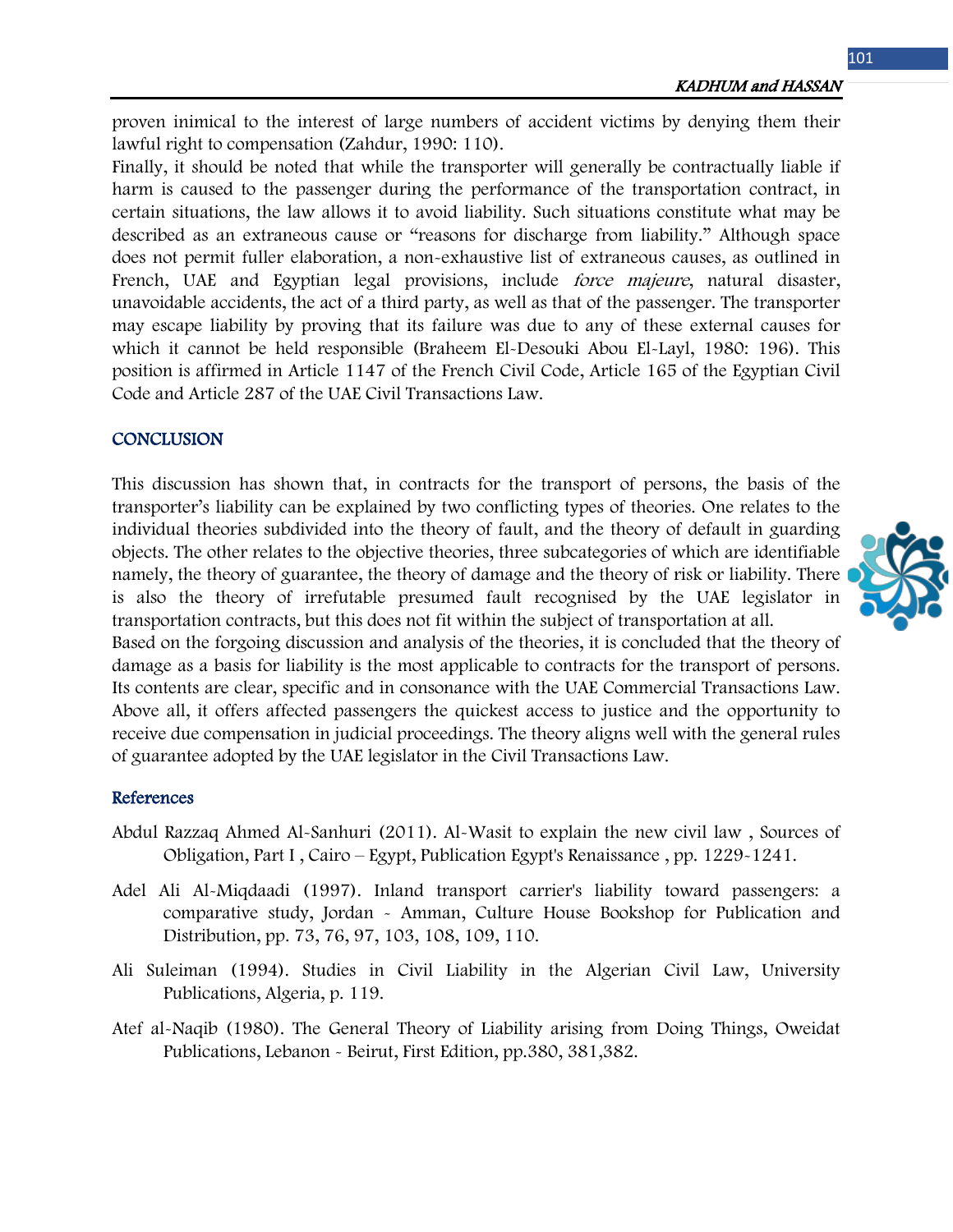proven inimical to the interest of large numbers of accident victims by denying them their lawful right to compensation (Zahdur, 1990: 110).

Finally, it should be noted that while the transporter will generally be contractually liable if harm is caused to the passenger during the performance of the transportation contract, in certain situations, the law allows it to avoid liability. Such situations constitute what may be described as an extraneous cause or "reasons for discharge from liability." Although space does not permit fuller elaboration, a non-exhaustive list of extraneous causes, as outlined in French, UAE and Egyptian legal provisions, include *force majeure*, natural disaster, unavoidable accidents, the act of a third party, as well as that of the passenger. The transporter may escape liability by proving that its failure was due to any of these external causes for which it cannot be held responsible (Braheem El-Desouki Abou El-Layl, 1980: 196). This position is affirmed in Article 1147 of the French Civil Code, Article 165 of the Egyptian Civil Code and Article 287 of the UAE Civil Transactions Law.

## CONCLUSION

This discussion has shown that, in contracts for the transport of persons, the basis of the transporter's liability can be explained by two conflicting types of theories. One relates to the individual theories subdivided into the theory of fault, and the theory of default in guarding objects. The other relates to the objective theories, three subcategories of which are identifiable namely, the theory of guarantee, the theory of damage and the theory of risk or liability. There is also the theory of irrefutable presumed fault recognised by the UAE legislator in transportation contracts, but this does not fit within the subject of transportation at all.

Based on the forgoing discussion and analysis of the theories, it is concluded that the theory of damage as a basis for liability is the most applicable to contracts for the transport of persons. Its contents are clear, specific and in consonance with the UAE Commercial Transactions Law. Above all, it offers affected passengers the quickest access to justice and the opportunity to receive due compensation in judicial proceedings. The theory aligns well with the general rules of guarantee adopted by the UAE legislator in the Civil Transactions Law.

## References

Abdul Razzaq Ahmed Al-Sanhuri (2011). Al-Wasit to explain the new civil law , Sources of Obligation, Part I , Cairo – Egypt, Publication Egypt's Renaissance , pp. 1229-1241.

Adel Ali Al-Miqdaadi (1997). Inland transport carrier's liability toward passengers: a comparative study, Jordan - Amman, Culture House Bookshop for Publication and Distribution, pp. 73, 76, 97, 103, 108, 109, 110.

Ali Suleiman (1994). Studies in Civil Liability in the Algerian Civil Law, University Publications, Algeria, p. 119.

Atef al-Naqib (1980). The General Theory of Liability arising from Doing Things, Oweidat Publications, Lebanon - Beirut, First Edition, pp.380, 381,382.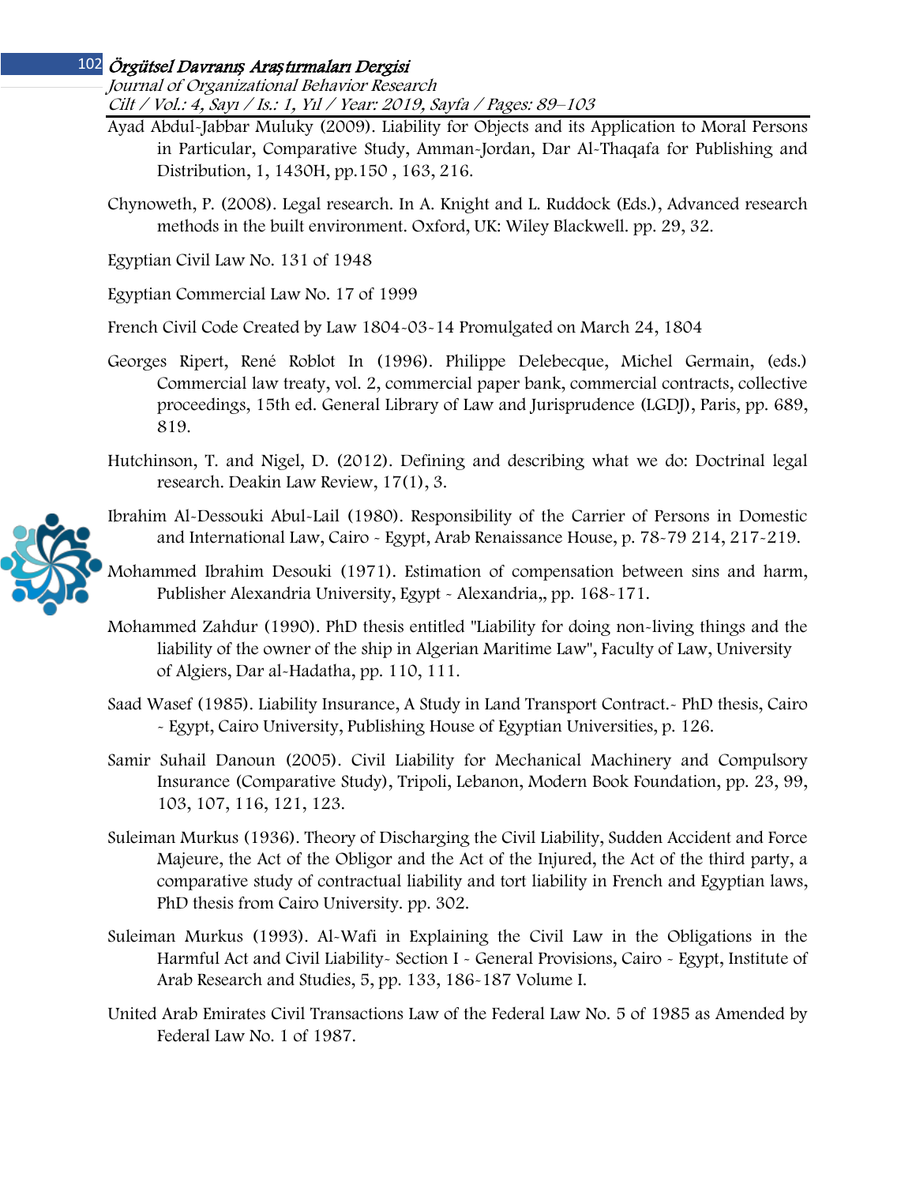Ayad Abdul-Jabbar Muluky (2009). Liability for Objects and its Application to Moral Persons in Particular, Comparative Study, Amman-Jordan, Dar Al-Thaqafa for Publishing and Distribution, 1, 1430H, pp.150 , 163, 216.

Chynoweth, P. (2008). Legal research. In A. Knight and L. Ruddock (Eds.), Advanced research methods in the built environment. Oxford, UK: Wiley Blackwell. pp. 29, 32.

Egyptian Civil Law No. 131 of 1948

Egyptian Commercial Law No. 17 of 1999

French Civil Code Created by Law 1804-03-14 Promulgated on March 24, 1804

Georges Ripert, René Roblot In (1996). Philippe Delebecque, Michel Germain, (eds.) Commercial law treaty, vol. 2, commercial paper bank, commercial contracts, collective proceedings, 15th ed. General Library of Law and Jurisprudence (LGDJ), Paris, pp. 689, 819.

Hutchinson, T. and Nigel, D. (2012). Defining and describing what we do: Doctrinal legal research. Deakin Law Review, 17(1), 3.

Ibrahim Al-Dessouki Abul-Lail (1980). Responsibility of the Carrier of Persons in Domestic and International Law, Cairo - Egypt, Arab Renaissance House, p. 78-79 214, 217-219.

Mohammed Ibrahim Desouki (1971). Estimation of compensation between sins and harm, Publisher Alexandria University, Egypt - Alexandria,, pp. 168-171.

Mohammed Zahdur (1990). PhD thesis entitled "Liability for doing non-living things and the liability of the owner of the ship in Algerian Maritime Law", Faculty of Law, University of Algiers, Dar al-Hadatha, pp. 110, 111.

Saad Wasef (1985). Liability Insurance, A Study in Land Transport Contract.- PhD thesis, Cairo - Egypt, Cairo University, Publishing House of Egyptian Universities, p. 126.

Samir Suhail Danoun (2005). Civil Liability for Mechanical Machinery and Compulsory Insurance (Comparative Study), Tripoli, Lebanon, Modern Book Foundation, pp. 23, 99, 103, 107, 116, 121, 123.

Suleiman Murkus (1936). Theory of Discharging the Civil Liability, Sudden Accident and Force Majeure, the Act of the Obligor and the Act of the Injured, the Act of the third party, a comparative study of contractual liability and tort liability in French and Egyptian laws, PhD thesis from Cairo University. pp. 302.

Suleiman Murkus (1993). Al-Wafi in Explaining the Civil Law in the Obligations in the Harmful Act and Civil Liability- Section I - General Provisions, Cairo - Egypt, Institute of Arab Research and Studies, 5, pp. 133, 186-187 Volume I.

United Arab Emirates Civil Transactions Law of the Federal Law No. 5 of 1985 as Amended by Federal Law No. 1 of 1987.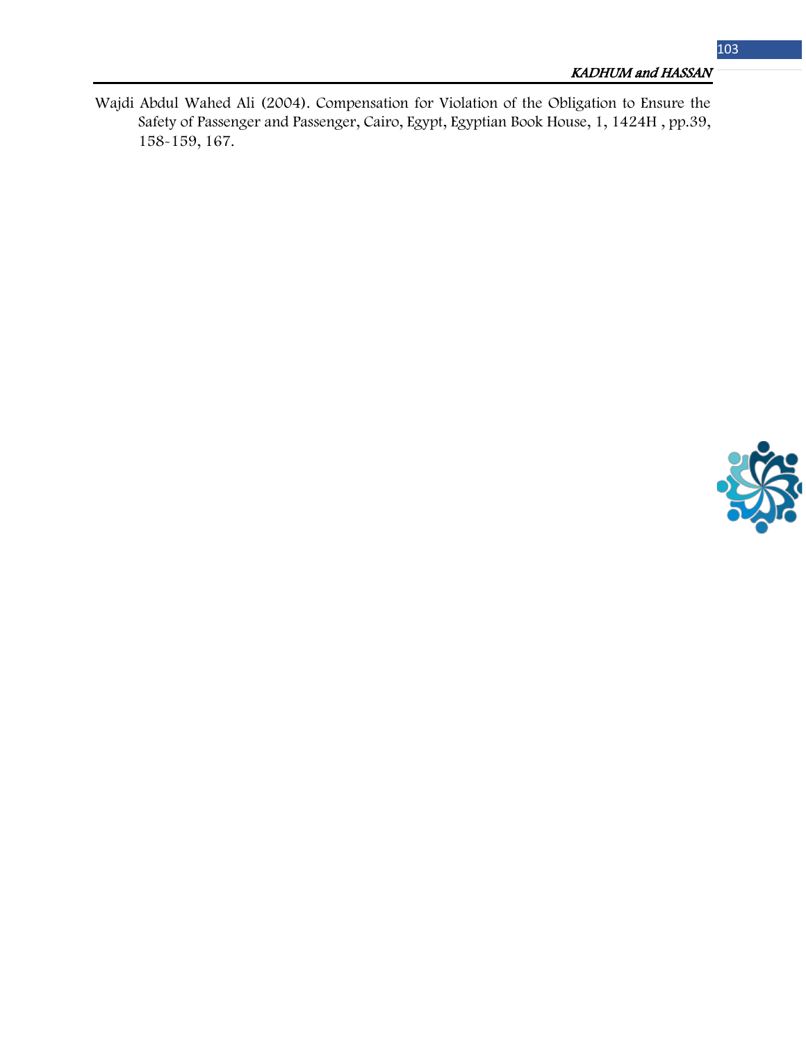Wajdi Abdul Wahed Ali (2004). Compensation for Violation of the Obligation to Ensure the Safety of Passenger and Passenger, Cairo, Egypt, Egyptian Book House, 1, 1424H , pp.39, 158-159, 167.